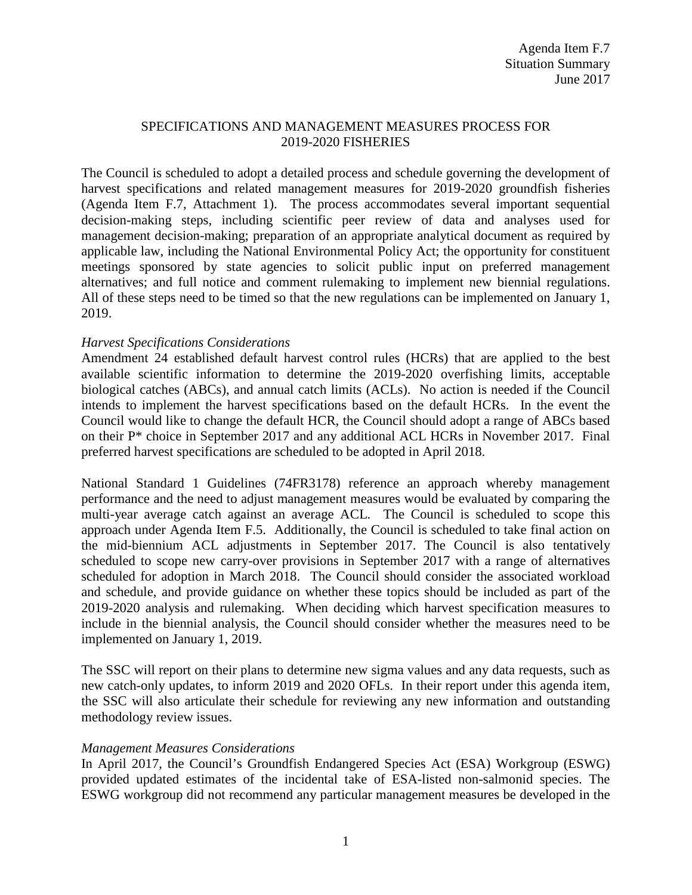Agenda Item F.7
Situation Summary
June 2017

# SPECIFICATIONS AND MANAGEMENT MEASURES PROCESS FOR 2019-2020 FISHERIES

The Council is scheduled to adopt a detailed process and schedule governing the development of harvest specifications and related management measures for 2019-2020 groundfish fisheries (Agenda Item F.7, Attachment 1). The process accommodates several important sequential decision-making steps, including scientific peer review of data and analyses used for management decision-making; preparation of an appropriate analytical document as required by applicable law, including the National Environmental Policy Act; the opportunity for constituent meetings sponsored by state agencies to solicit public input on preferred management alternatives; and full notice and comment rulemaking to implement new biennial regulations. All of these steps need to be timed so that the new regulations can be implemented on January 1, 2019.

*Harvest Specifications Considerations*

Amendment 24 established default harvest control rules (HCRs) that are applied to the best available scientific information to determine the 2019-2020 overfishing limits, acceptable biological catches (ABCs), and annual catch limits (ACLs). No action is needed if the Council intends to implement the harvest specifications based on the default HCRs. In the event the Council would like to change the default HCR, the Council should adopt a range of ABCs based on their P* choice in September 2017 and any additional ACL HCRs in November 2017. Final preferred harvest specifications are scheduled to be adopted in April 2018.

National Standard 1 Guidelines (74FR3178) reference an approach whereby management performance and the need to adjust management measures would be evaluated by comparing the multi-year average catch against an average ACL. The Council is scheduled to scope this approach under Agenda Item F.5. Additionally, the Council is scheduled to take final action on the mid-biennium ACL adjustments in September 2017. The Council is also tentatively scheduled to scope new carry-over provisions in September 2017 with a range of alternatives scheduled for adoption in March 2018. The Council should consider the associated workload and schedule, and provide guidance on whether these topics should be included as part of the 2019-2020 analysis and rulemaking. When deciding which harvest specification measures to include in the biennial analysis, the Council should consider whether the measures need to be implemented on January 1, 2019.

The SSC will report on their plans to determine new sigma values and any data requests, such as new catch-only updates, to inform 2019 and 2020 OFLs. In their report under this agenda item, the SSC will also articulate their schedule for reviewing any new information and outstanding methodology review issues.

*Management Measures Considerations*

In April 2017, the Council's Groundfish Endangered Species Act (ESA) Workgroup (ESWG) provided updated estimates of the incidental take of ESA-listed non-salmonid species. The ESWG workgroup did not recommend any particular management measures be developed in the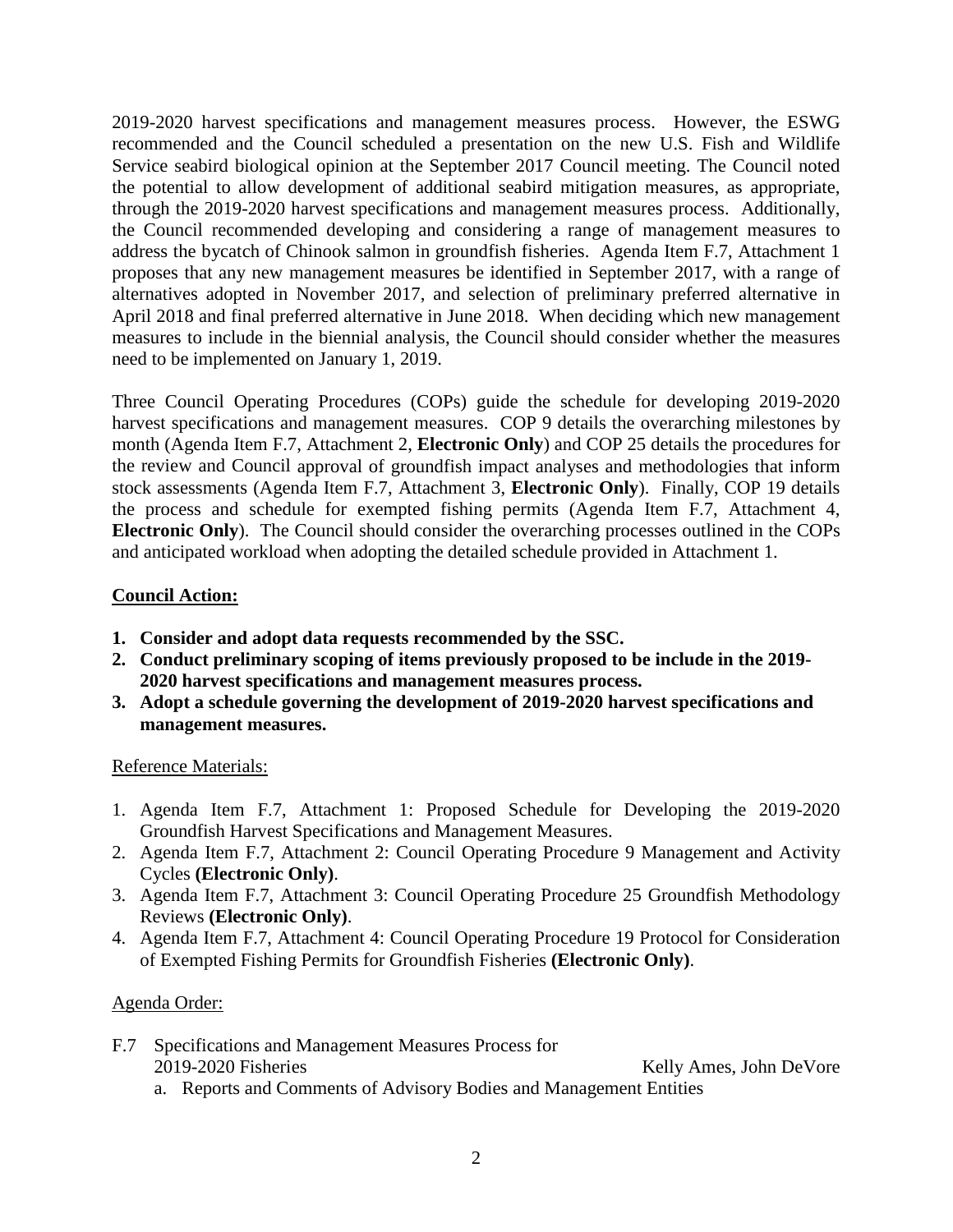2019-2020 harvest specifications and management measures process. However, the ESWG recommended and the Council scheduled a presentation on the new U.S. Fish and Wildlife Service seabird biological opinion at the September 2017 Council meeting. The Council noted the potential to allow development of additional seabird mitigation measures, as appropriate, through the 2019-2020 harvest specifications and management measures process. Additionally, the Council recommended developing and considering a range of management measures to address the bycatch of Chinook salmon in groundfish fisheries. Agenda Item F.7, Attachment 1 proposes that any new management measures be identified in September 2017, with a range of alternatives adopted in November 2017, and selection of preliminary preferred alternative in April 2018 and final preferred alternative in June 2018. When deciding which new management measures to include in the biennial analysis, the Council should consider whether the measures need to be implemented on January 1, 2019.

Three Council Operating Procedures (COPs) guide the schedule for developing 2019-2020 harvest specifications and management measures. COP 9 details the overarching milestones by month (Agenda Item F.7, Attachment 2, **Electronic Only**) and COP 25 details the procedures for the review and Council approval of groundfish impact analyses and methodologies that inform stock assessments (Agenda Item F.7, Attachment 3, **Electronic Only**). Finally, COP 19 details the process and schedule for exempted fishing permits (Agenda Item F.7, Attachment 4, **Electronic Only**). The Council should consider the overarching processes outlined in the COPs and anticipated workload when adopting the detailed schedule provided in Attachment 1.

**Council Action:**

1. **Consider and adopt data requests recommended by the SSC.**
2. **Conduct preliminary scoping of items previously proposed to be include in the 2019-2020 harvest specifications and management measures process.**
3. **Adopt a schedule governing the development of 2019-2020 harvest specifications and management measures.**

Reference Materials:

1. Agenda Item F.7, Attachment 1: Proposed Schedule for Developing the 2019-2020 Groundfish Harvest Specifications and Management Measures.
2. Agenda Item F.7, Attachment 2: Council Operating Procedure 9 Management and Activity Cycles **(Electronic Only)**.
3. Agenda Item F.7, Attachment 3: Council Operating Procedure 25 Groundfish Methodology Reviews **(Electronic Only)**.
4. Agenda Item F.7, Attachment 4: Council Operating Procedure 19 Protocol for Consideration of Exempted Fishing Permits for Groundfish Fisheries **(Electronic Only)**.

Agenda Order:

F.7 Specifications and Management Measures Process for 2019-2020 Fisheries — Kelly Ames, John DeVore

a. Reports and Comments of Advisory Bodies and Management Entities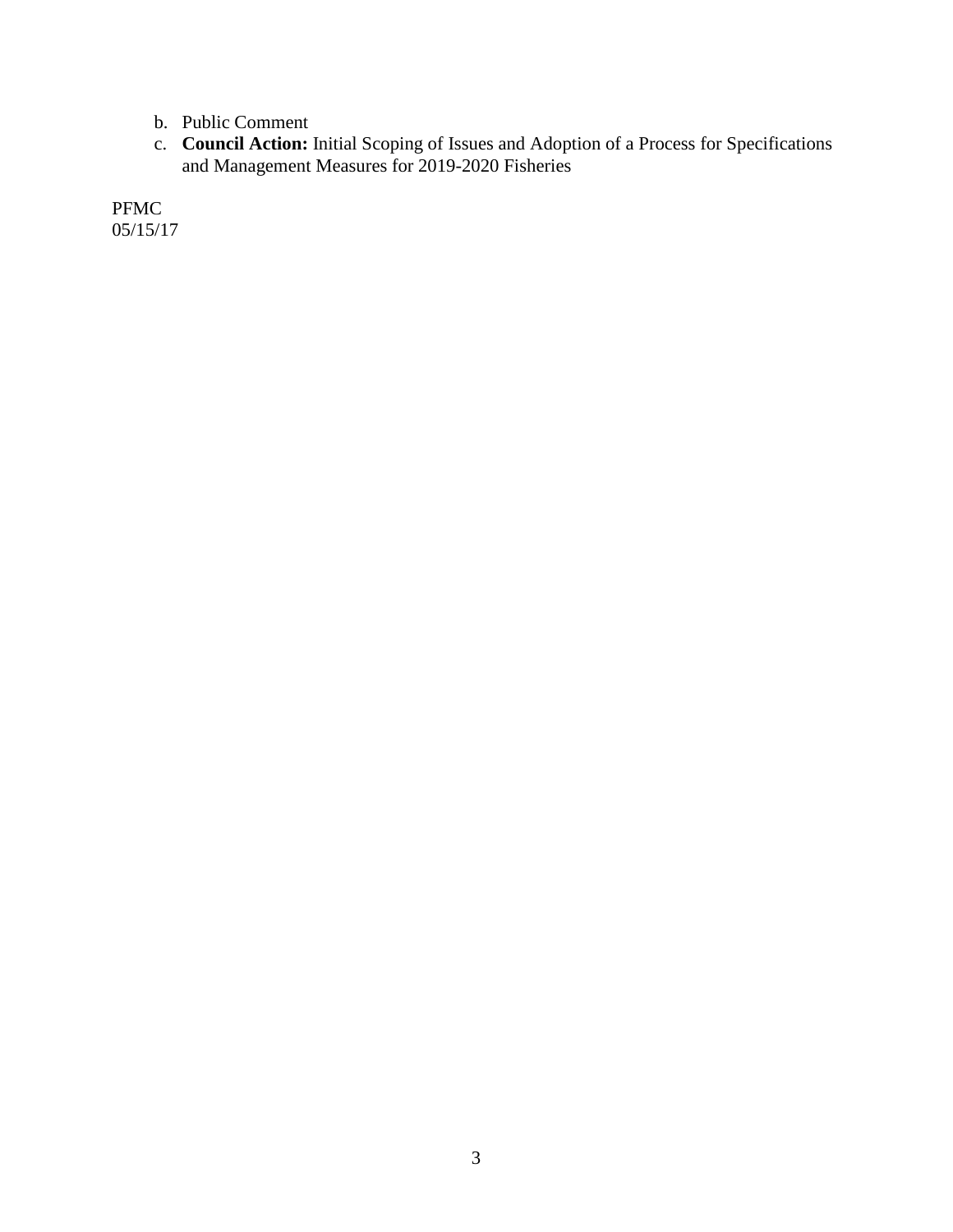b. Public Comment
c. **Council Action:** Initial Scoping of Issues and Adoption of a Process for Specifications and Management Measures for 2019-2020 Fisheries

PFMC
05/15/17